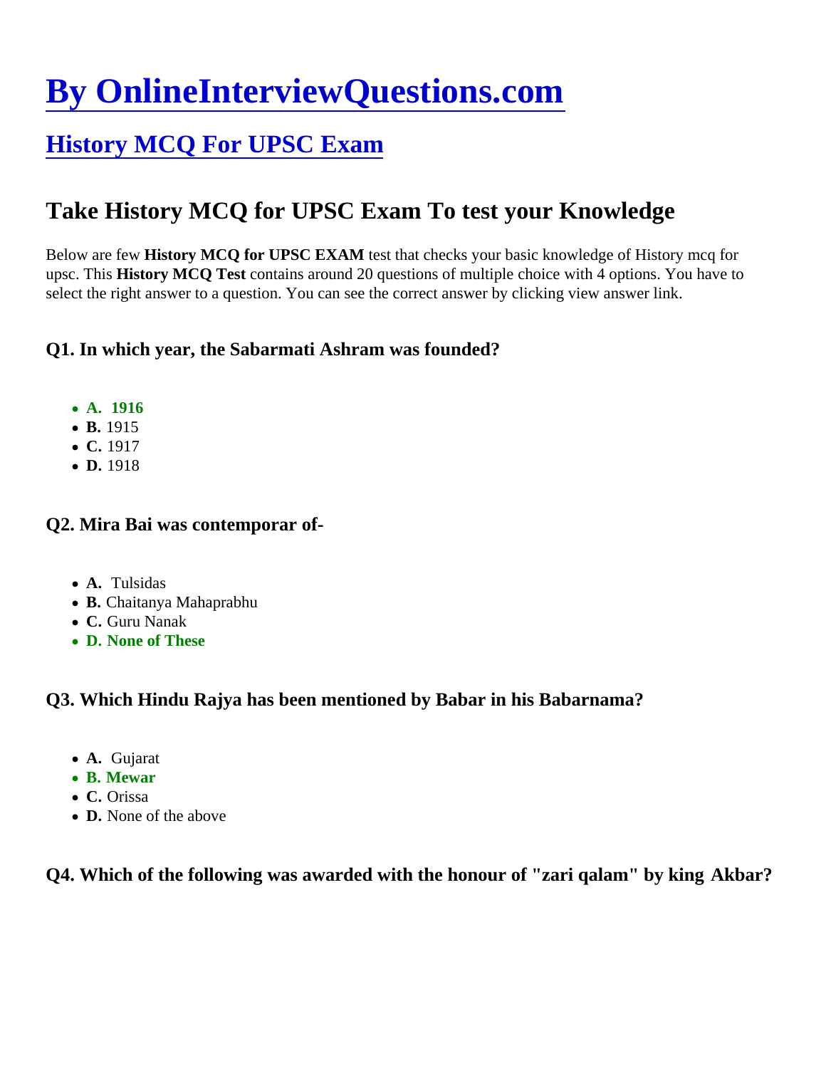# By OnlineInterviewQuestions.com

## History MCQ For UPSC Exam

## Take History MCQ for UPSC Exam To test your Knowledge

Below are few **History MCQ for UPSC EXAM** test that checks your basic knowledge of History mcq for upsc. This **History MCQ Test** contains around 20 questions of multiple choice with 4 options. You have to select the right answer to a question. You can see the correct answer by clicking view answer link.

### Q1. In which year, the Sabarmati Ashram was founded?

- **A. 1916**
- **B.** 1915
- **C.** 1917
- **D.** 1918

### Q2. Mira Bai was contemporar of-

- **A.** Tulsidas
- **B.** Chaitanya Mahaprabhu
- **C.** Guru Nanak
- **D. None of These**

### Q3. Which Hindu Rajya has been mentioned by Babar in his Babarnama?

- **A.** Gujarat
- **B. Mewar**
- **C.** Orissa
- **D.** None of the above

### Q4. Which of the following was awarded with the honour of "zari qalam" by king Akbar?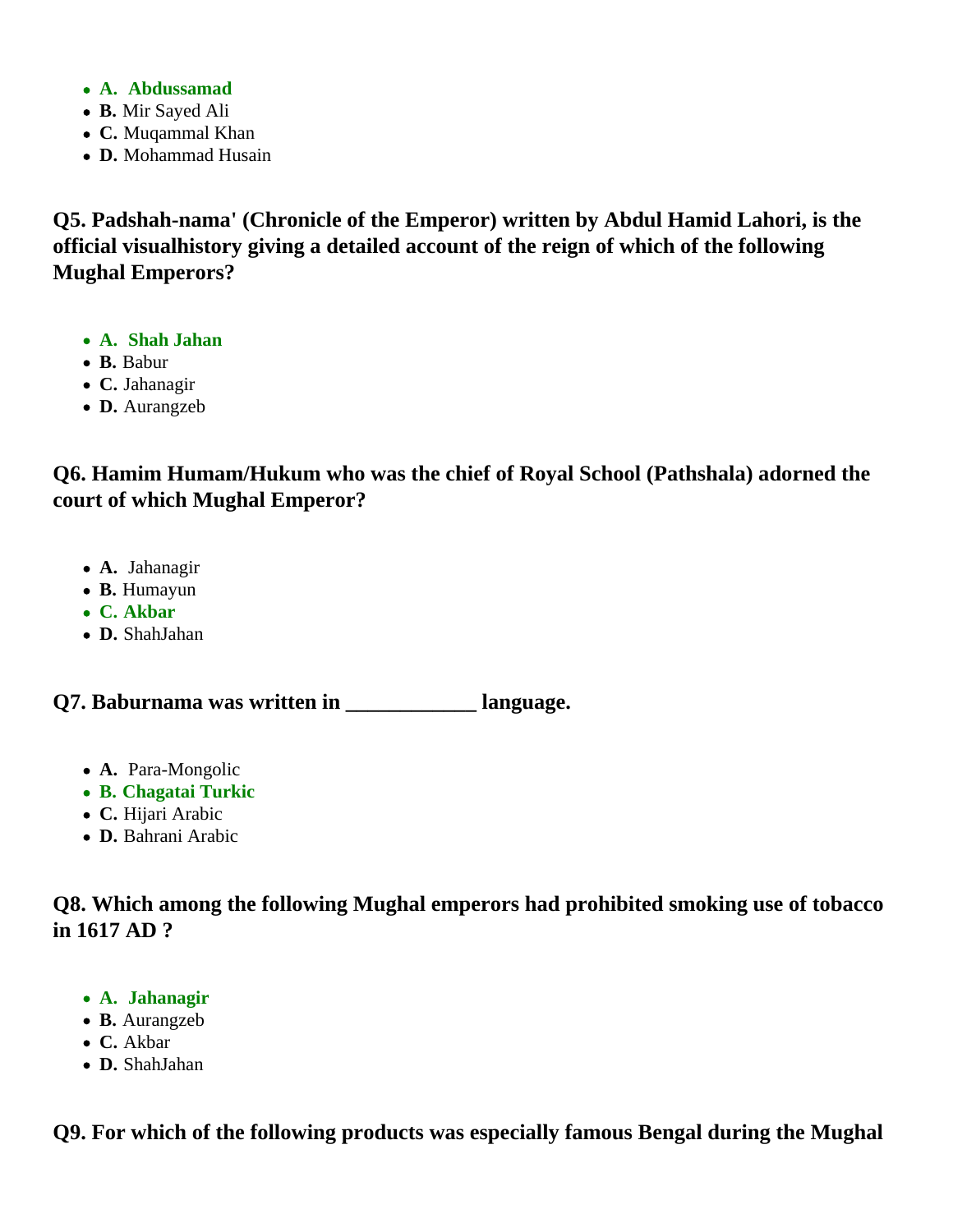- **A. Abdussamad**
- **B.** Mir Sayed Ali
- **C.** Muqammal Khan
- **D.** Mohammad Husain

**Q5. Padshah-nama' (Chronicle of the Emperor) written by Abdul Hamid Lahori, is the official visualhistory giving a detailed account of the reign of which of the following Mughal Emperors?**

- **A. Shah Jahan**
- **B.** Babur
- **C.** Jahanagir
- **D.** Aurangzeb

**Q6. Hamim Humam/Hukum who was the chief of Royal School (Pathshala) adorned the court of which Mughal Emperor?**

- **A.** Jahanagir
- **B.** Humayun
- **C. Akbar**
- **D.** ShahJahan

**Q7. Baburnama was written in ____________ language.**

- **A.** Para-Mongolic
- **B. Chagatai Turkic**
- **C.** Hijari Arabic
- **D.** Bahrani Arabic

**Q8. Which among the following Mughal emperors had prohibited smoking use of tobacco in 1617 AD ?**

- **A. Jahanagir**
- **B.** Aurangzeb
- **C.** Akbar
- **D.** ShahJahan

**Q9. For which of the following products was especially famous Bengal during the Mughal**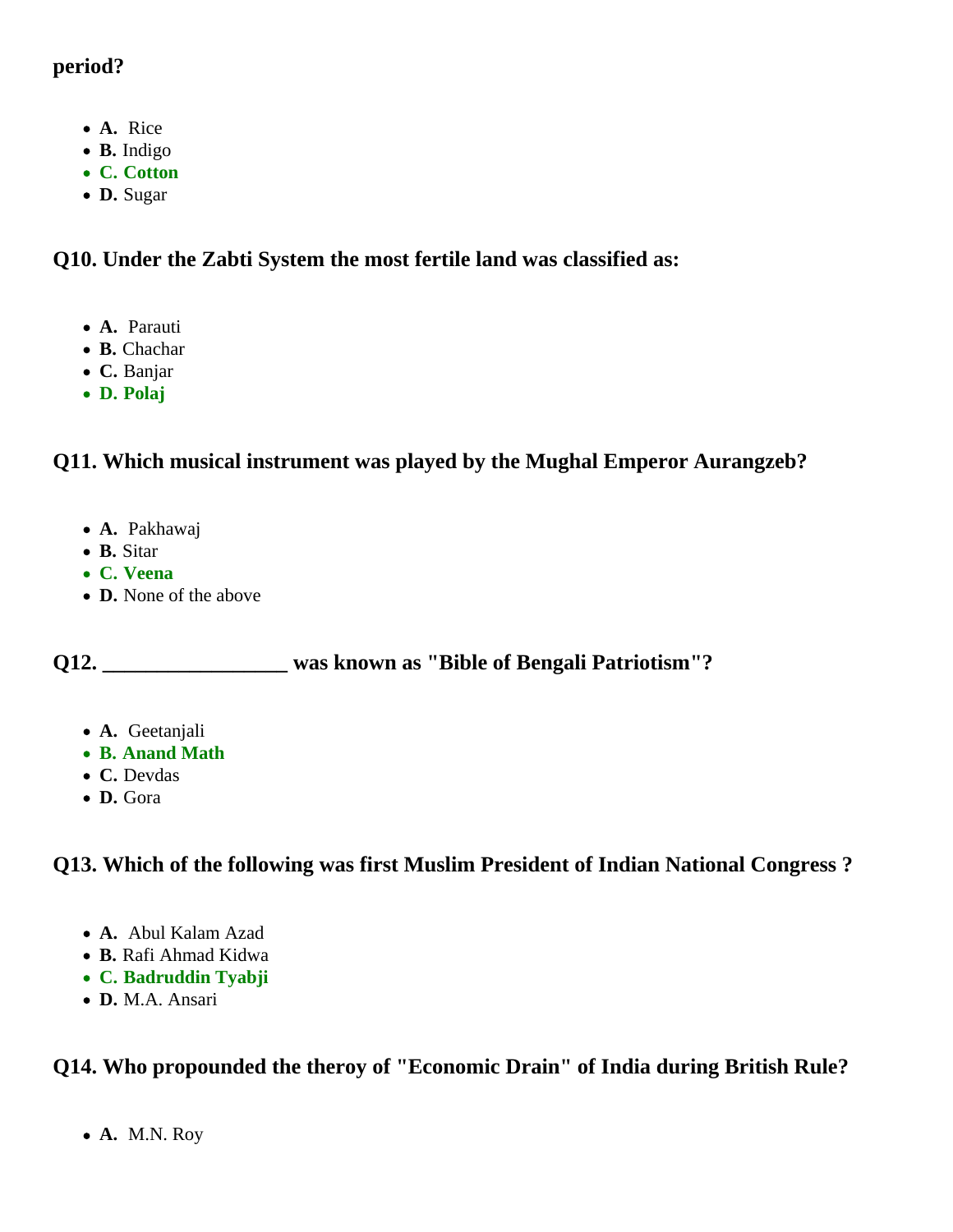**period?**

- **A.** Rice
- **B.** Indigo
- **C. Cotton**
- **D.** Sugar

### Q10. Under the Zabti System the most fertile land was classified as:

- **A.** Parauti
- **B.** Chachar
- **C.** Banjar
- **D. Polaj**

### Q11. Which musical instrument was played by the Mughal Emperor Aurangzeb?

- **A.** Pakhawaj
- **B.** Sitar
- **C. Veena**
- **D.** None of the above

### Q12. _________________ was known as "Bible of Bengali Patriotism"?

- **A.** Geetanjali
- **B. Anand Math**
- **C.** Devdas
- **D.** Gora

### Q13. Which of the following was first Muslim President of Indian National Congress ?

- **A.** Abul Kalam Azad
- **B.** Rafi Ahmad Kidwa
- **C. Badruddin Tyabji**
- **D.** M.A. Ansari

### Q14. Who propounded the theroy of "Economic Drain" of India during British Rule?

- **A.** M.N. Roy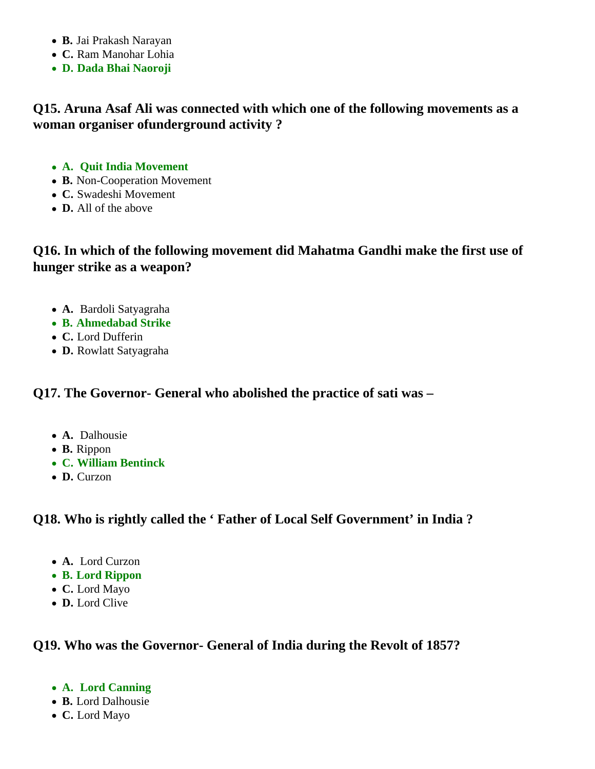- **B.** Jai Prakash Narayan
- **C.** Ram Manohar Lohia
- **D. Dada Bhai Naoroji**

### Q15. Aruna Asaf Ali was connected with which one of the following movements as a woman organiser ofunderground activity ?

- **A. Quit India Movement**
- **B.** Non-Cooperation Movement
- **C.** Swadeshi Movement
- **D.** All of the above

### Q16. In which of the following movement did Mahatma Gandhi make the first use of hunger strike as a weapon?

- **A.** Bardoli Satyagraha
- **B. Ahmedabad Strike**
- **C.** Lord Dufferin
- **D.** Rowlatt Satyagraha

### Q17. The Governor- General who abolished the practice of sati was –

- **A.** Dalhousie
- **B.** Rippon
- **C. William Bentinck**
- **D.** Curzon

### Q18. Who is rightly called the ‘ Father of Local Self Government’ in India ?

- **A.** Lord Curzon
- **B. Lord Rippon**
- **C.** Lord Mayo
- **D.** Lord Clive

### Q19. Who was the Governor- General of India during the Revolt of 1857?

- **A. Lord Canning**
- **B.** Lord Dalhousie
- **C.** Lord Mayo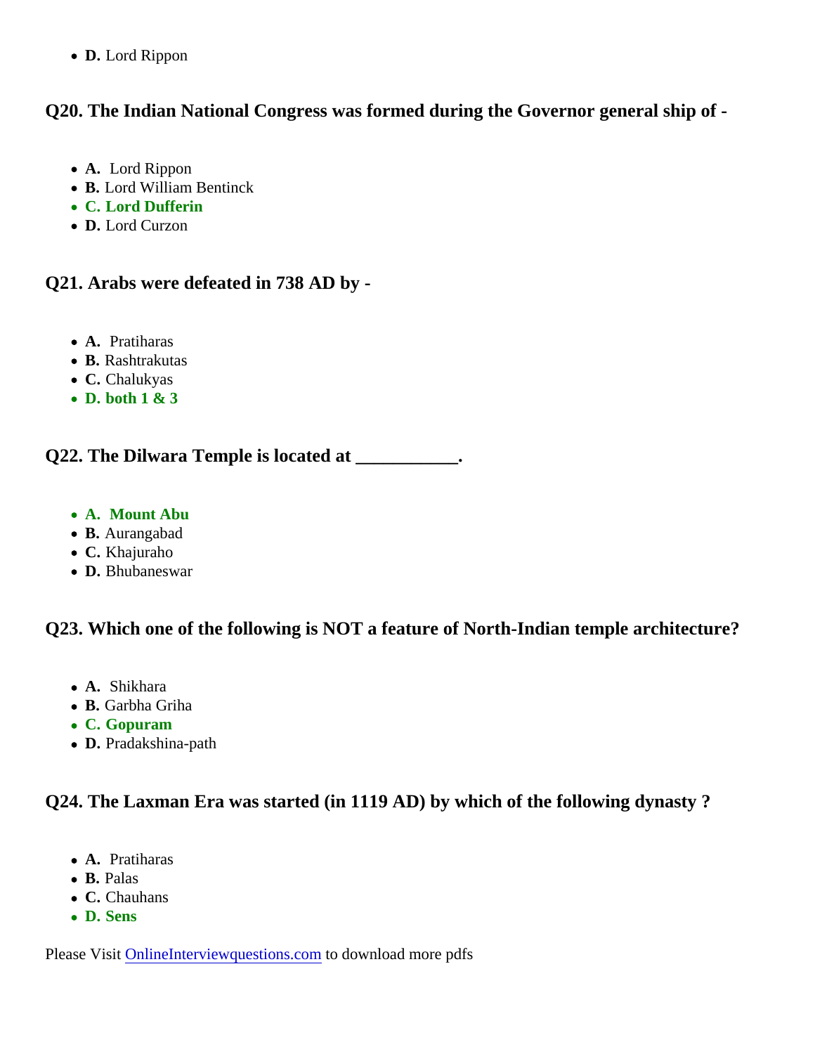- **D.** Lord Rippon

### Q20. The Indian National Congress was formed during the Governor general ship of -

- **A.** Lord Rippon
- **B.** Lord William Bentinck
- **C. Lord Dufferin**
- **D.** Lord Curzon

### Q21. Arabs were defeated in 738 AD by -

- **A.** Pratiharas
- **B.** Rashtrakutas
- **C.** Chalukyas
- **D. both 1 & 3**

### Q22. The Dilwara Temple is located at ___________.

- **A. Mount Abu**
- **B.** Aurangabad
- **C.** Khajuraho
- **D.** Bhubaneswar

### Q23. Which one of the following is NOT a feature of North-Indian temple architecture?

- **A.** Shikhara
- **B.** Garbha Griha
- **C. Gopuram**
- **D.** Pradakshina-path

### Q24. The Laxman Era was started (in 1119 AD) by which of the following dynasty ?

- **A.** Pratiharas
- **B.** Palas
- **C.** Chauhans
- **D. Sens**

Please Visit [OnlineInterviewquestions.com](OnlineInterviewquestions.com) to download more pdfs